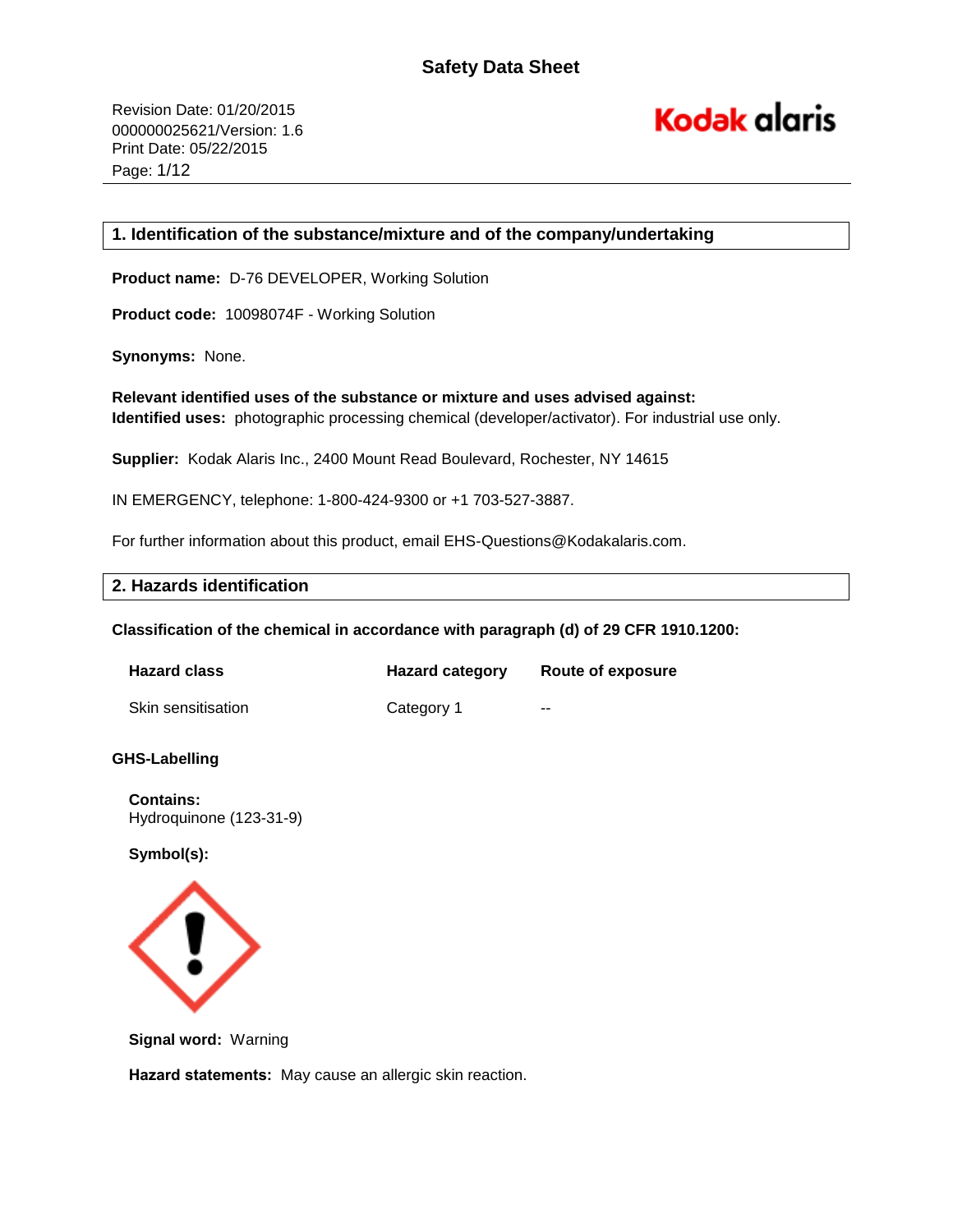# Safety Data Sheet

Revision Date: 01/20/2015
000000025621/Version: 1.6
Print Date: 05/22/2015

## 1. Identification of the substance/mixture and of the company/undertaking

**Product name:** D-76 DEVELOPER, Working Solution

**Product code:** 10098074F - Working Solution

**Synonyms:** None.

**Relevant identified uses of the substance or mixture and uses advised against:**
**Identified uses:** photographic processing chemical (developer/activator). For industrial use only.

**Supplier:** Kodak Alaris Inc., 2400 Mount Read Boulevard, Rochester, NY 14615

IN EMERGENCY, telephone: 1-800-424-9300 or +1 703-527-3887.

For further information about this product, email EHS-Questions@Kodakalaris.com.

## 2. Hazards identification

**Classification of the chemical in accordance with paragraph (d) of 29 CFR 1910.1200:**

| Hazard class | Hazard category | Route of exposure |
|---|---|---|
| Skin sensitisation | Category 1 | -- |

**GHS-Labelling**

**Contains:**
Hydroquinone (123-31-9)

**Symbol(s):**

**Signal word:** Warning

**Hazard statements:** May cause an allergic skin reaction.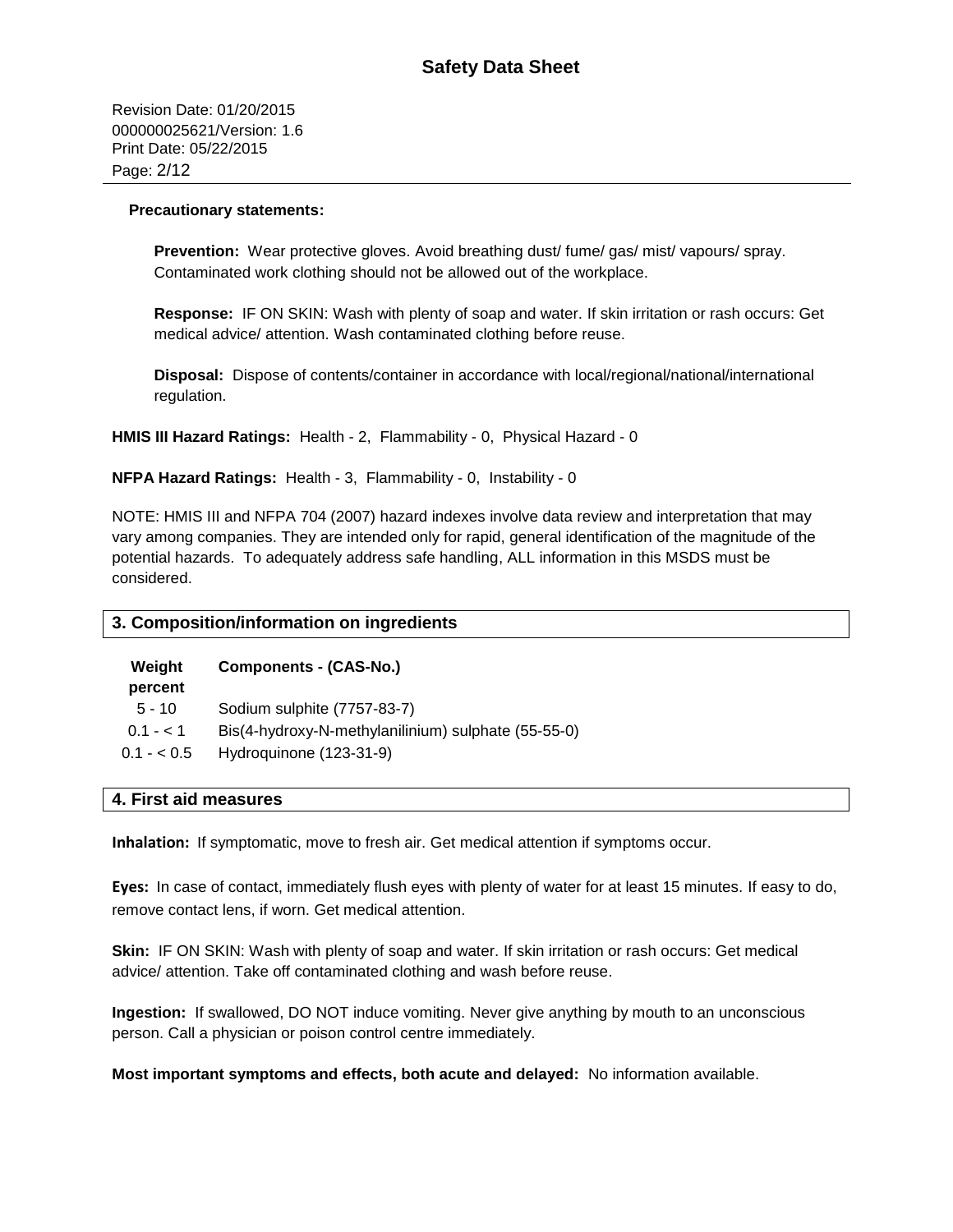**Precautionary statements:**

**Prevention:** Wear protective gloves. Avoid breathing dust/ fume/ gas/ mist/ vapours/ spray. Contaminated work clothing should not be allowed out of the workplace.

**Response:** IF ON SKIN: Wash with plenty of soap and water. If skin irritation or rash occurs: Get medical advice/ attention. Wash contaminated clothing before reuse.

**Disposal:** Dispose of contents/container in accordance with local/regional/national/international regulation.

**HMIS III Hazard Ratings:** Health - 2, Flammability - 0, Physical Hazard - 0

**NFPA Hazard Ratings:** Health - 3, Flammability - 0, Instability - 0

NOTE: HMIS III and NFPA 704 (2007) hazard indexes involve data review and interpretation that may vary among companies. They are intended only for rapid, general identification of the magnitude of the potential hazards. To adequately address safe handling, ALL information in this MSDS must be considered.

## 3. Composition/information on ingredients

| Weight percent | Components - (CAS-No.) |
|---|---|
| 5 - 10 | Sodium sulphite (7757-83-7) |
| 0.1 - < 1 | Bis(4-hydroxy-N-methylanilinium) sulphate (55-55-0) |
| 0.1 - < 0.5 | Hydroquinone (123-31-9) |

## 4. First aid measures

**Inhalation:** If symptomatic, move to fresh air. Get medical attention if symptoms occur.

**Eyes:** In case of contact, immediately flush eyes with plenty of water for at least 15 minutes. If easy to do, remove contact lens, if worn. Get medical attention.

**Skin:** IF ON SKIN: Wash with plenty of soap and water. If skin irritation or rash occurs: Get medical advice/ attention. Take off contaminated clothing and wash before reuse.

**Ingestion:** If swallowed, DO NOT induce vomiting. Never give anything by mouth to an unconscious person. Call a physician or poison control centre immediately.

**Most important symptoms and effects, both acute and delayed:** No information available.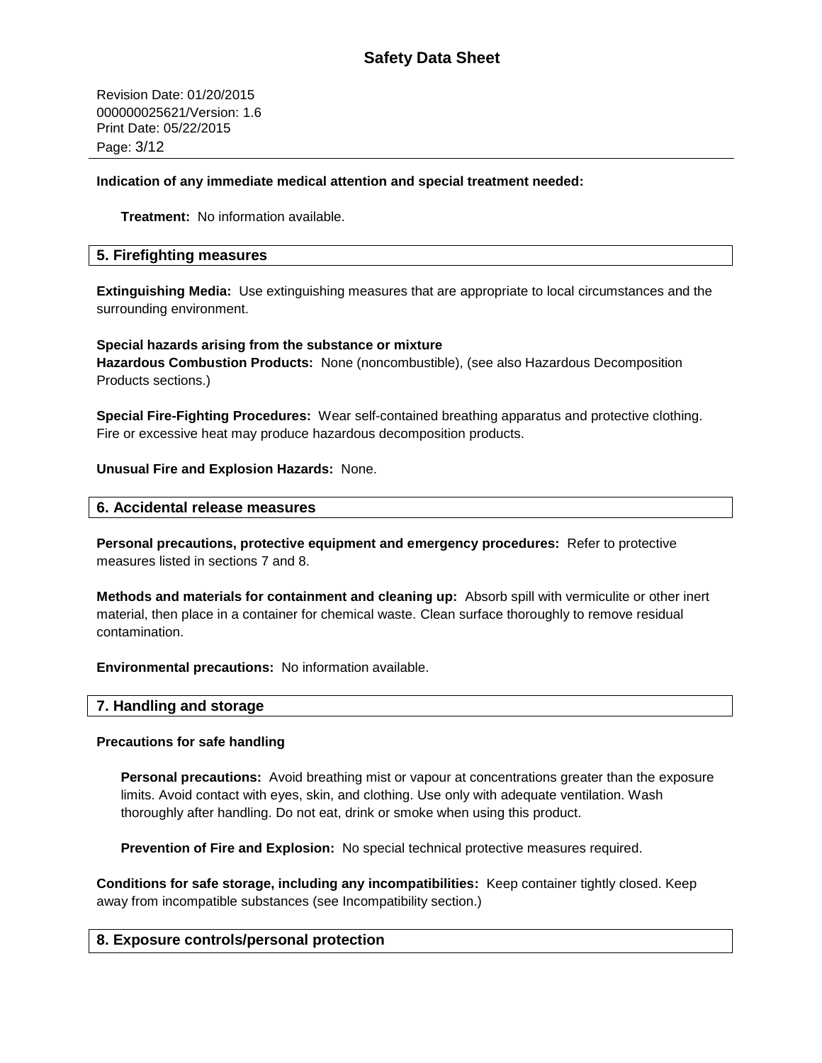**Indication of any immediate medical attention and special treatment needed:**

**Treatment:** No information available.

## 5. Firefighting measures

**Extinguishing Media:** Use extinguishing measures that are appropriate to local circumstances and the surrounding environment.

**Special hazards arising from the substance or mixture**
**Hazardous Combustion Products:** None (noncombustible), (see also Hazardous Decomposition Products sections.)

**Special Fire-Fighting Procedures:** Wear self-contained breathing apparatus and protective clothing. Fire or excessive heat may produce hazardous decomposition products.

**Unusual Fire and Explosion Hazards:** None.

## 6. Accidental release measures

**Personal precautions, protective equipment and emergency procedures:** Refer to protective measures listed in sections 7 and 8.

**Methods and materials for containment and cleaning up:** Absorb spill with vermiculite or other inert material, then place in a container for chemical waste. Clean surface thoroughly to remove residual contamination.

**Environmental precautions:** No information available.

## 7. Handling and storage

**Precautions for safe handling**

**Personal precautions:** Avoid breathing mist or vapour at concentrations greater than the exposure limits. Avoid contact with eyes, skin, and clothing. Use only with adequate ventilation. Wash thoroughly after handling. Do not eat, drink or smoke when using this product.

**Prevention of Fire and Explosion:** No special technical protective measures required.

**Conditions for safe storage, including any incompatibilities:** Keep container tightly closed. Keep away from incompatible substances (see Incompatibility section.)

## 8. Exposure controls/personal protection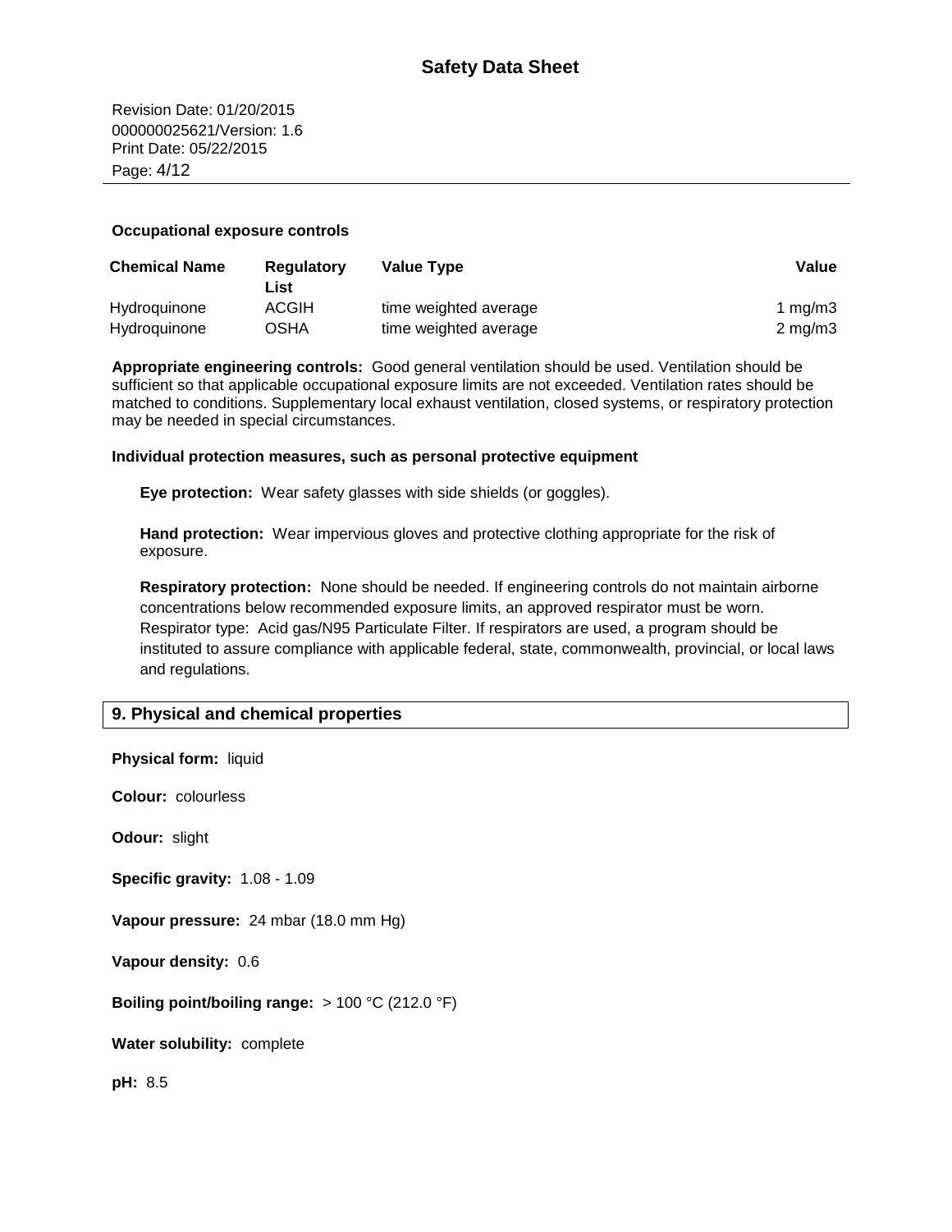### Occupational exposure controls

| Chemical Name | Regulatory List | Value Type | Value |
|---|---|---|---|
| Hydroquinone | ACGIH | time weighted average | 1 mg/m3 |
| Hydroquinone | OSHA | time weighted average | 2 mg/m3 |

**Appropriate engineering controls:** Good general ventilation should be used. Ventilation should be sufficient so that applicable occupational exposure limits are not exceeded. Ventilation rates should be matched to conditions. Supplementary local exhaust ventilation, closed systems, or respiratory protection may be needed in special circumstances.

### Individual protection measures, such as personal protective equipment

**Eye protection:** Wear safety glasses with side shields (or goggles).

**Hand protection:** Wear impervious gloves and protective clothing appropriate for the risk of exposure.

**Respiratory protection:** None should be needed. If engineering controls do not maintain airborne concentrations below recommended exposure limits, an approved respirator must be worn. Respirator type: Acid gas/N95 Particulate Filter. If respirators are used, a program should be instituted to assure compliance with applicable federal, state, commonwealth, provincial, or local laws and regulations.

## 9. Physical and chemical properties

**Physical form:** liquid

**Colour:** colourless

**Odour:** slight

**Specific gravity:** 1.08 - 1.09

**Vapour pressure:** 24 mbar (18.0 mm Hg)

**Vapour density:** 0.6

**Boiling point/boiling range:** > 100 °C (212.0 °F)

**Water solubility:** complete

**pH:** 8.5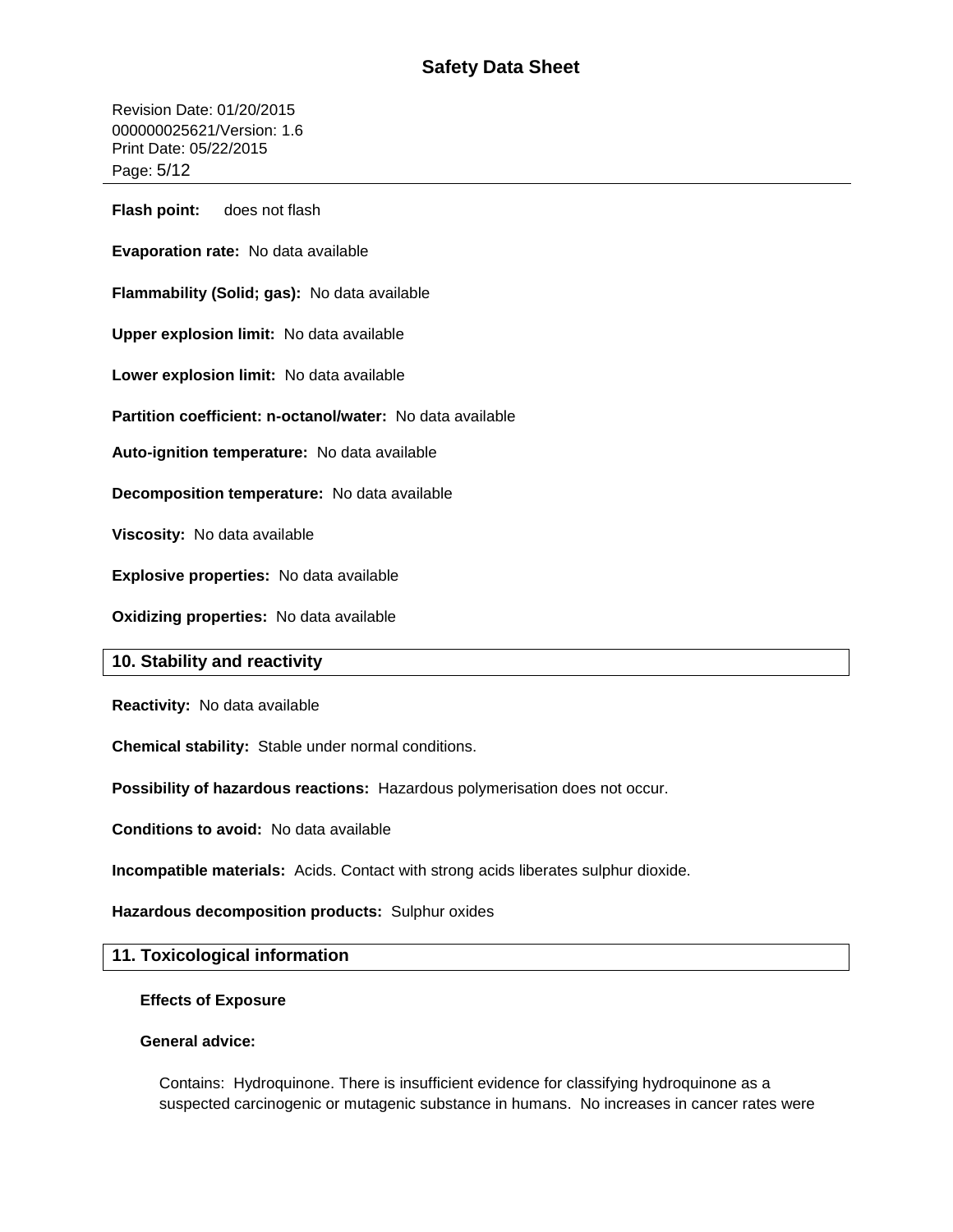**Flash point:** does not flash

**Evaporation rate:** No data available

**Flammability (Solid; gas):** No data available

**Upper explosion limit:** No data available

**Lower explosion limit:** No data available

**Partition coefficient: n-octanol/water:** No data available

**Auto-ignition temperature:** No data available

**Decomposition temperature:** No data available

**Viscosity:** No data available

**Explosive properties:** No data available

**Oxidizing properties:** No data available

## 10. Stability and reactivity

**Reactivity:** No data available

**Chemical stability:** Stable under normal conditions.

**Possibility of hazardous reactions:** Hazardous polymerisation does not occur.

**Conditions to avoid:** No data available

**Incompatible materials:** Acids. Contact with strong acids liberates sulphur dioxide.

**Hazardous decomposition products:** Sulphur oxides

## 11. Toxicological information

**Effects of Exposure**

**General advice:**

Contains: Hydroquinone. There is insufficient evidence for classifying hydroquinone as a suspected carcinogenic or mutagenic substance in humans. No increases in cancer rates were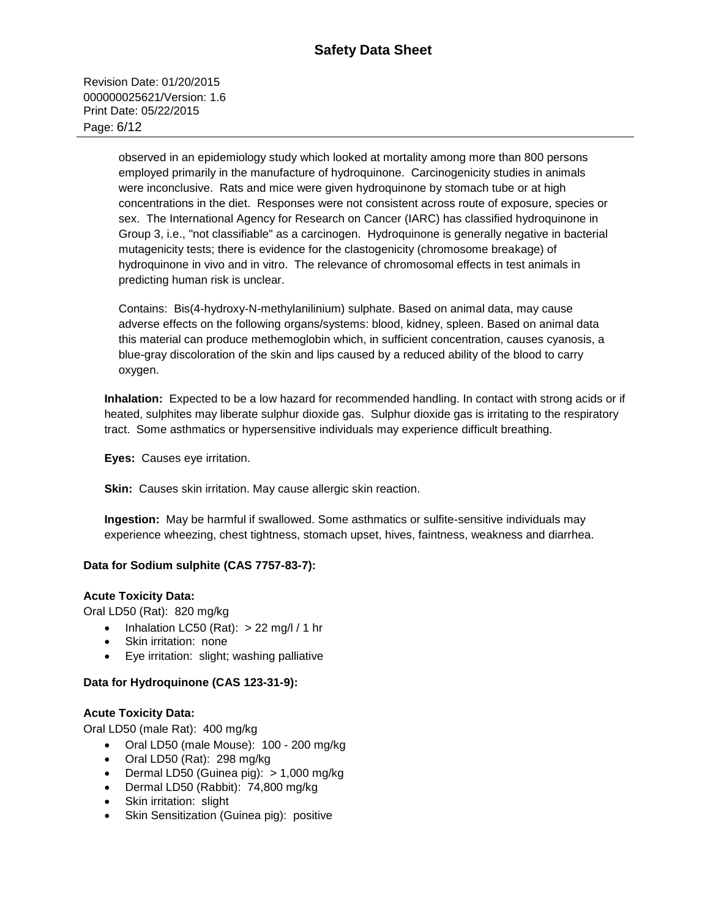observed in an epidemiology study which looked at mortality among more than 800 persons employed primarily in the manufacture of hydroquinone. Carcinogenicity studies in animals were inconclusive. Rats and mice were given hydroquinone by stomach tube or at high concentrations in the diet. Responses were not consistent across route of exposure, species or sex. The International Agency for Research on Cancer (IARC) has classified hydroquinone in Group 3, i.e., "not classifiable" as a carcinogen. Hydroquinone is generally negative in bacterial mutagenicity tests; there is evidence for the clastogenicity (chromosome breakage) of hydroquinone in vivo and in vitro. The relevance of chromosomal effects in test animals in predicting human risk is unclear.

Contains: Bis(4-hydroxy-N-methylanilinium) sulphate. Based on animal data, may cause adverse effects on the following organs/systems: blood, kidney, spleen. Based on animal data this material can produce methemoglobin which, in sufficient concentration, causes cyanosis, a blue-gray discoloration of the skin and lips caused by a reduced ability of the blood to carry oxygen.

**Inhalation:** Expected to be a low hazard for recommended handling. In contact with strong acids or if heated, sulphites may liberate sulphur dioxide gas. Sulphur dioxide gas is irritating to the respiratory tract. Some asthmatics or hypersensitive individuals may experience difficult breathing.

**Eyes:** Causes eye irritation.

**Skin:** Causes skin irritation. May cause allergic skin reaction.

**Ingestion:** May be harmful if swallowed. Some asthmatics or sulfite-sensitive individuals may experience wheezing, chest tightness, stomach upset, hives, faintness, weakness and diarrhea.

**Data for Sodium sulphite (CAS 7757-83-7):**

**Acute Toxicity Data:**

Oral LD50 (Rat): 820 mg/kg

- Inhalation LC50 (Rat): > 22 mg/l / 1 hr
- Skin irritation: none
- Eye irritation: slight; washing palliative

**Data for Hydroquinone (CAS 123-31-9):**

**Acute Toxicity Data:**

Oral LD50 (male Rat): 400 mg/kg

- Oral LD50 (male Mouse): 100 - 200 mg/kg
- Oral LD50 (Rat): 298 mg/kg
- Dermal LD50 (Guinea pig): > 1,000 mg/kg
- Dermal LD50 (Rabbit): 74,800 mg/kg
- Skin irritation: slight
- Skin Sensitization (Guinea pig): positive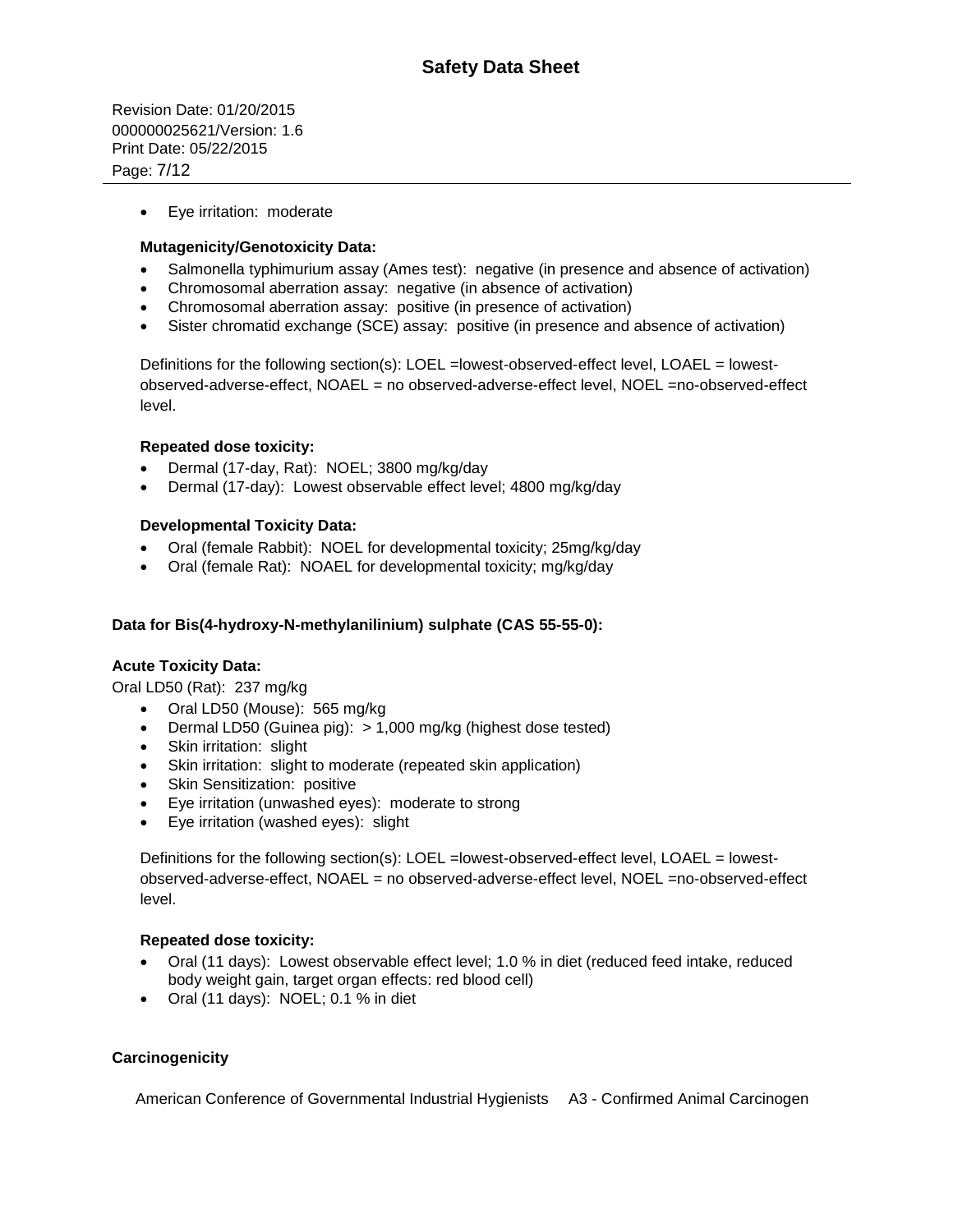- Eye irritation:  moderate

**Mutagenicity/Genotoxicity Data:**

- Salmonella typhimurium assay (Ames test):  negative (in presence and absence of activation)
- Chromosomal aberration assay:  negative (in absence of activation)
- Chromosomal aberration assay:  positive (in presence of activation)
- Sister chromatid exchange (SCE) assay:  positive (in presence and absence of activation)

Definitions for the following section(s): LOEL =lowest-observed-effect level, LOAEL = lowest-observed-adverse-effect, NOAEL = no observed-adverse-effect level, NOEL =no-observed-effect level.

**Repeated dose toxicity:**

- Dermal (17-day, Rat):  NOEL; 3800 mg/kg/day
- Dermal (17-day):  Lowest observable effect level; 4800 mg/kg/day

**Developmental Toxicity Data:**

- Oral (female Rabbit):  NOEL for developmental toxicity; 25mg/kg/day
- Oral (female Rat):  NOAEL for developmental toxicity; mg/kg/day

**Data for Bis(4-hydroxy-N-methylanilinium) sulphate (CAS 55-55-0):**

**Acute Toxicity Data:**

Oral LD50 (Rat):  237 mg/kg

- Oral LD50 (Mouse):  565 mg/kg
- Dermal LD50 (Guinea pig):  > 1,000 mg/kg (highest dose tested)
- Skin irritation:  slight
- Skin irritation:  slight to moderate (repeated skin application)
- Skin Sensitization:  positive
- Eye irritation (unwashed eyes):  moderate to strong
- Eye irritation (washed eyes):  slight

Definitions for the following section(s): LOEL =lowest-observed-effect level, LOAEL = lowest-observed-adverse-effect, NOAEL = no observed-adverse-effect level, NOEL =no-observed-effect level.

**Repeated dose toxicity:**

- Oral (11 days):  Lowest observable effect level; 1.0 % in diet (reduced feed intake, reduced body weight gain, target organ effects: red blood cell)
- Oral (11 days):  NOEL; 0.1 % in diet

**Carcinogenicity**

American Conference of Governmental Industrial Hygienists     A3 - Confirmed Animal Carcinogen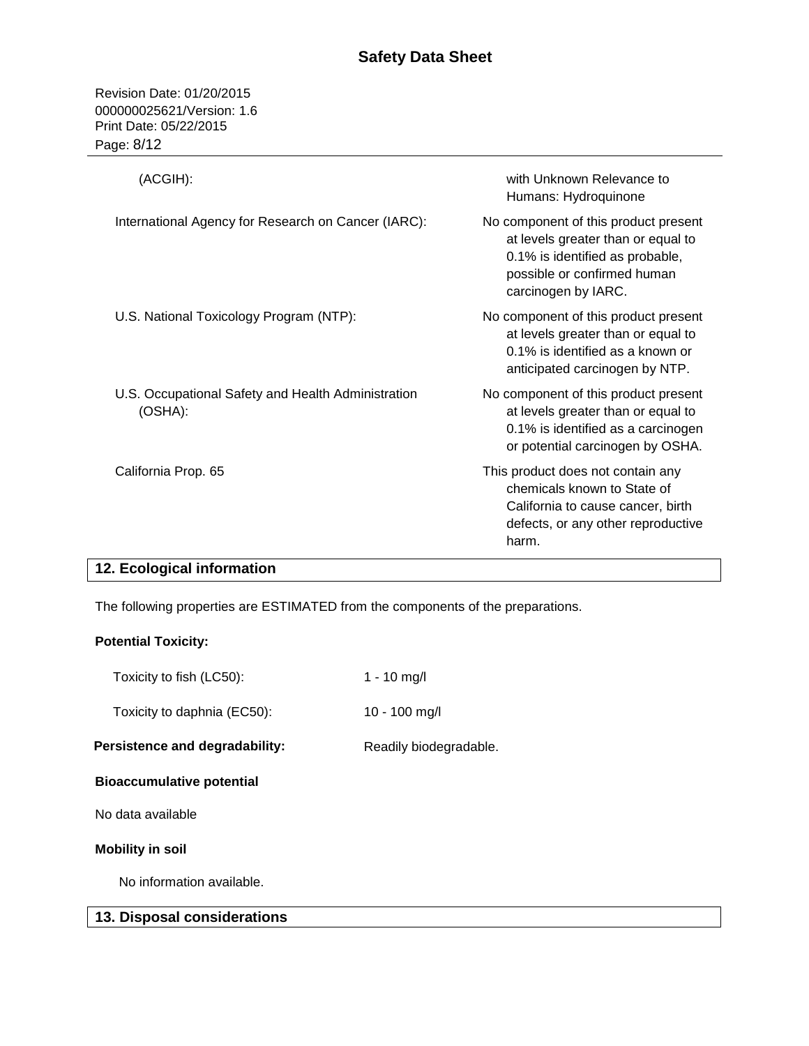| | |
|---|---|
| (ACGIH): | with Unknown Relevance to Humans: Hydroquinone |
| International Agency for Research on Cancer (IARC): | No component of this product present at levels greater than or equal to 0.1% is identified as probable, possible or confirmed human carcinogen by IARC. |
| U.S. National Toxicology Program (NTP): | No component of this product present at levels greater than or equal to 0.1% is identified as a known or anticipated carcinogen by NTP. |
| U.S. Occupational Safety and Health Administration (OSHA): | No component of this product present at levels greater than or equal to 0.1% is identified as a carcinogen or potential carcinogen by OSHA. |
| California Prop. 65 | This product does not contain any chemicals known to State of California to cause cancer, birth defects, or any other reproductive harm. |

## 12. Ecological information

The following properties are ESTIMATED from the components of the preparations.

**Potential Toxicity:**

| | |
|---|---|
| Toxicity to fish (LC50): | 1 - 10 mg/l |
| Toxicity to daphnia (EC50): | 10 - 100 mg/l |

**Persistence and degradability:** Readily biodegradable.

**Bioaccumulative potential**

No data available

**Mobility in soil**

No information available.

## 13. Disposal considerations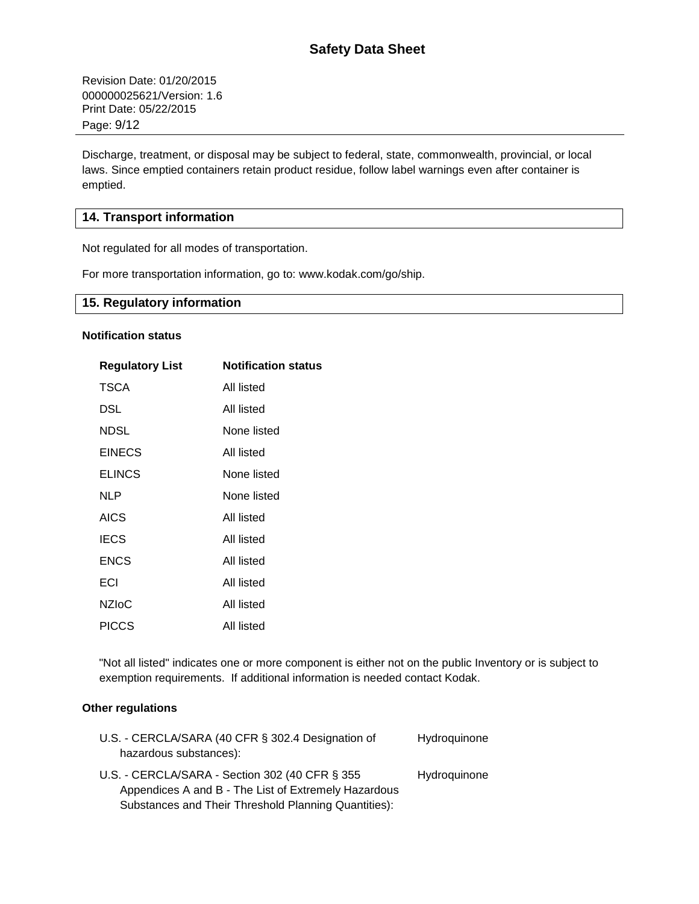Discharge, treatment, or disposal may be subject to federal, state, commonwealth, provincial, or local laws. Since emptied containers retain product residue, follow label warnings even after container is emptied.

## 14. Transport information

Not regulated for all modes of transportation.

For more transportation information, go to: www.kodak.com/go/ship.

## 15. Regulatory information

### Notification status

| Regulatory List | Notification status |
|---|---|
| TSCA | All listed |
| DSL | All listed |
| NDSL | None listed |
| EINECS | All listed |
| ELINCS | None listed |
| NLP | None listed |
| AICS | All listed |
| IECS | All listed |
| ENCS | All listed |
| ECI | All listed |
| NZIoC | All listed |
| PICCS | All listed |

"Not all listed" indicates one or more component is either not on the public Inventory or is subject to exemption requirements. If additional information is needed contact Kodak.

### Other regulations

| | |
|---|---|
| U.S. - CERCLA/SARA (40 CFR § 302.4 Designation of hazardous substances): | Hydroquinone |
| U.S. - CERCLA/SARA - Section 302 (40 CFR § 355 Appendices A and B - The List of Extremely Hazardous Substances and Their Threshold Planning Quantities): | Hydroquinone |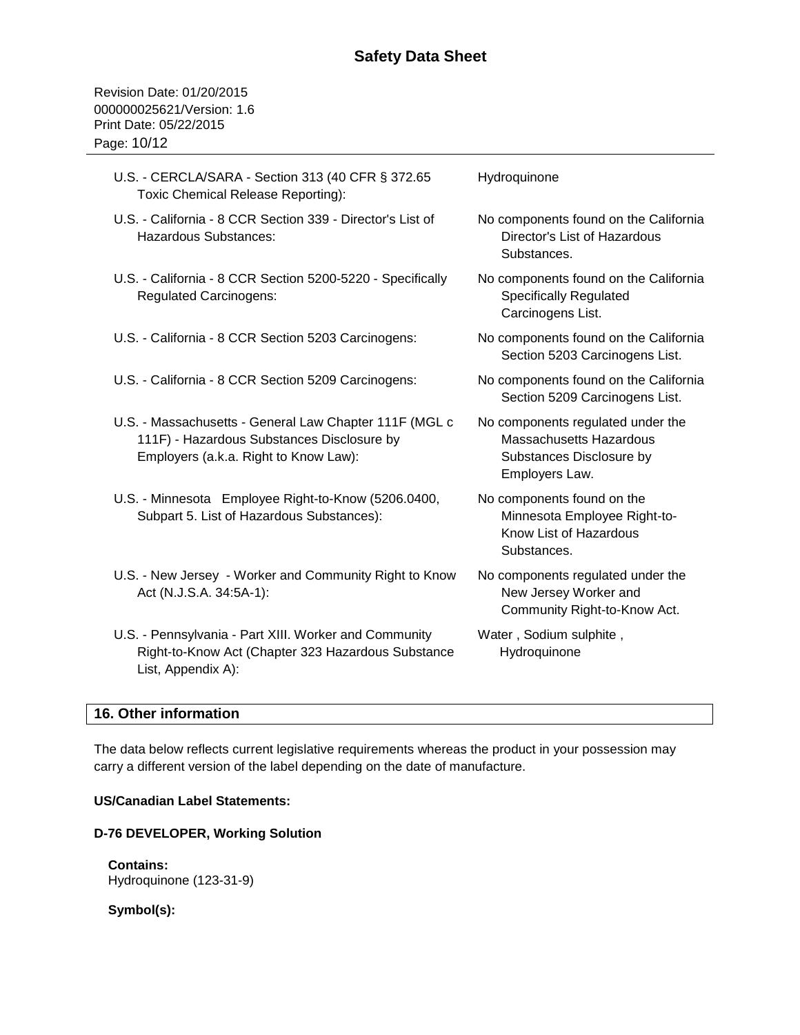| | |
|---|---|
| U.S. - CERCLA/SARA - Section 313 (40 CFR § 372.65 Toxic Chemical Release Reporting): | Hydroquinone |
| U.S. - California - 8 CCR Section 339 - Director's List of Hazardous Substances: | No components found on the California Director's List of Hazardous Substances. |
| U.S. - California - 8 CCR Section 5200-5220 - Specifically Regulated Carcinogens: | No components found on the California Specifically Regulated Carcinogens List. |
| U.S. - California - 8 CCR Section 5203 Carcinogens: | No components found on the California Section 5203 Carcinogens List. |
| U.S. - California - 8 CCR Section 5209 Carcinogens: | No components found on the California Section 5209 Carcinogens List. |
| U.S. - Massachusetts - General Law Chapter 111F (MGL c 111F) - Hazardous Substances Disclosure by Employers (a.k.a. Right to Know Law): | No components regulated under the Massachusetts Hazardous Substances Disclosure by Employers Law. |
| U.S. - Minnesota Employee Right-to-Know (5206.0400, Subpart 5. List of Hazardous Substances): | No components found on the Minnesota Employee Right-to-Know List of Hazardous Substances. |
| U.S. - New Jersey - Worker and Community Right to Know Act (N.J.S.A. 34:5A-1): | No components regulated under the New Jersey Worker and Community Right-to-Know Act. |
| U.S. - Pennsylvania - Part XIII. Worker and Community Right-to-Know Act (Chapter 323 Hazardous Substance List, Appendix A): | Water , Sodium sulphite , Hydroquinone |

## 16. Other information

The data below reflects current legislative requirements whereas the product in your possession may carry a different version of the label depending on the date of manufacture.

**US/Canadian Label Statements:**

**D-76 DEVELOPER, Working Solution**

**Contains:**
Hydroquinone (123-31-9)

**Symbol(s):**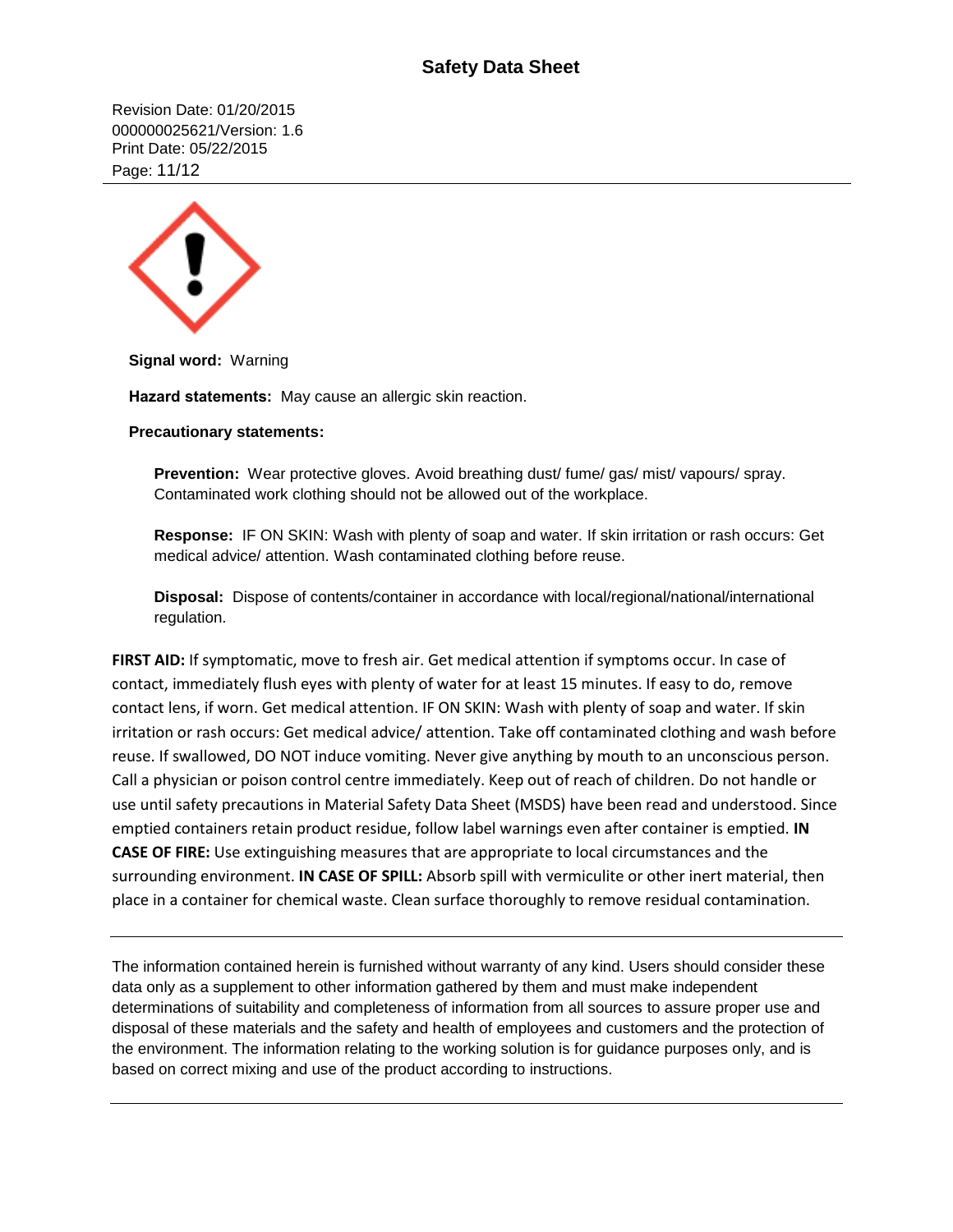**Signal word:** Warning

**Hazard statements:** May cause an allergic skin reaction.

**Precautionary statements:**

**Prevention:** Wear protective gloves. Avoid breathing dust/ fume/ gas/ mist/ vapours/ spray. Contaminated work clothing should not be allowed out of the workplace.

**Response:** IF ON SKIN: Wash with plenty of soap and water. If skin irritation or rash occurs: Get medical advice/ attention. Wash contaminated clothing before reuse.

**Disposal:** Dispose of contents/container in accordance with local/regional/national/international regulation.

**FIRST AID:** If symptomatic, move to fresh air. Get medical attention if symptoms occur. In case of contact, immediately flush eyes with plenty of water for at least 15 minutes. If easy to do, remove contact lens, if worn. Get medical attention. IF ON SKIN: Wash with plenty of soap and water. If skin irritation or rash occurs: Get medical advice/ attention. Take off contaminated clothing and wash before reuse. If swallowed, DO NOT induce vomiting. Never give anything by mouth to an unconscious person. Call a physician or poison control centre immediately. Keep out of reach of children. Do not handle or use until safety precautions in Material Safety Data Sheet (MSDS) have been read and understood. Since emptied containers retain product residue, follow label warnings even after container is emptied. **IN CASE OF FIRE:** Use extinguishing measures that are appropriate to local circumstances and the surrounding environment. **IN CASE OF SPILL:** Absorb spill with vermiculite or other inert material, then place in a container for chemical waste. Clean surface thoroughly to remove residual contamination.

---

The information contained herein is furnished without warranty of any kind. Users should consider these data only as a supplement to other information gathered by them and must make independent determinations of suitability and completeness of information from all sources to assure proper use and disposal of these materials and the safety and health of employees and customers and the protection of the environment. The information relating to the working solution is for guidance purposes only, and is based on correct mixing and use of the product according to instructions.

---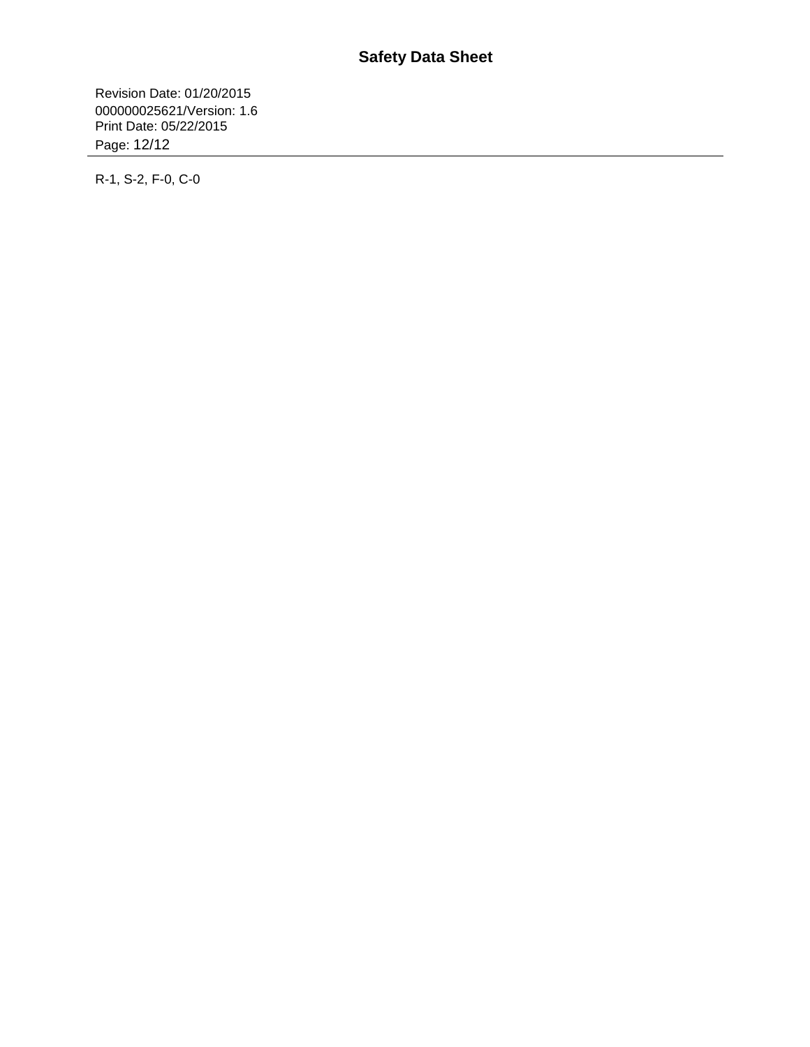R-1, S-2, F-0, C-0